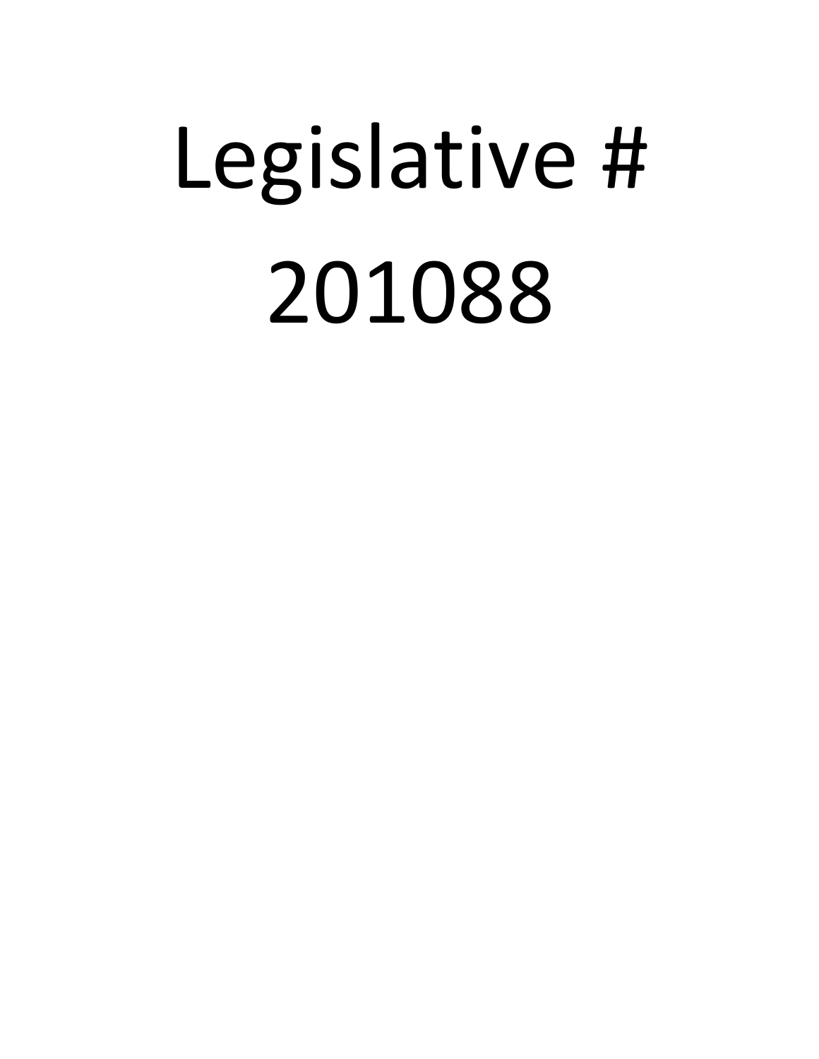# Legislative # 201088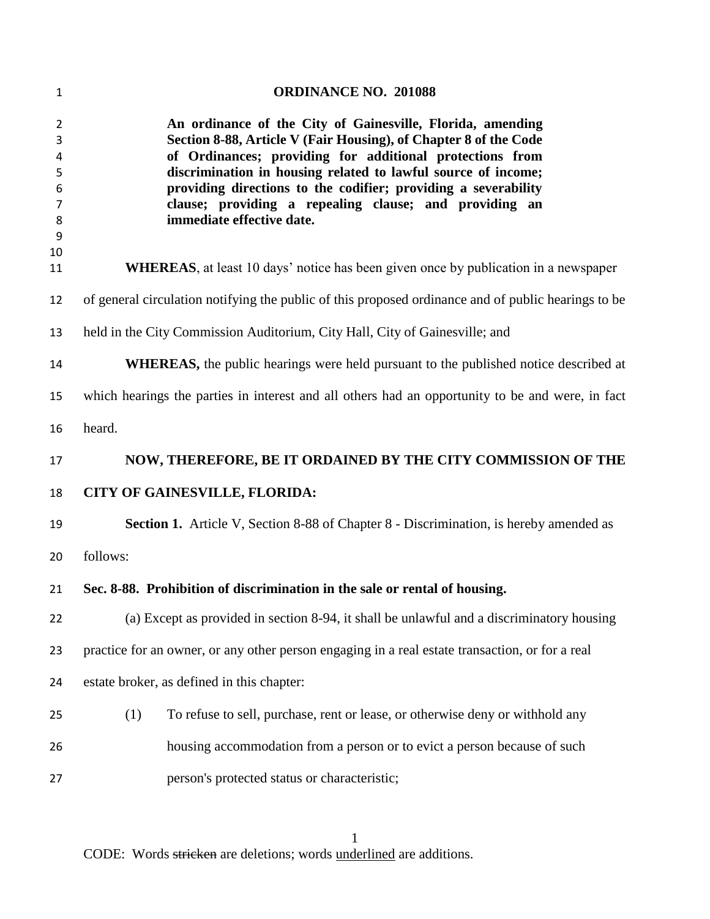**ORDINANCE NO. 201088**

**An ordinance of the City of Gainesville, Florida, amending Section 8-88, Article V (Fair Housing), of Chapter 8 of the Code of Ordinances; providing for additional protections from discrimination in housing related to lawful source of income; providing directions to the codifier; providing a severability clause; providing a repealing clause; and providing an immediate effective date.**

**WHEREAS**, at least 10 days' notice has been given once by publication in a newspaper of general circulation notifying the public of this proposed ordinance and of public hearings to be held in the City Commission Auditorium, City Hall, City of Gainesville; and

**WHEREAS,** the public hearings were held pursuant to the published notice described at which hearings the parties in interest and all others had an opportunity to be and were, in fact heard.

**NOW, THEREFORE, BE IT ORDAINED BY THE CITY COMMISSION OF THE CITY OF GAINESVILLE, FLORIDA:**

**Section 1.** Article V, Section 8-88 of Chapter 8 - Discrimination, is hereby amended as follows:

**Sec. 8-88. Prohibition of discrimination in the sale or rental of housing.**

(a) Except as provided in section 8-94, it shall be unlawful and a discriminatory housing practice for an owner, or any other person engaging in a real estate transaction, or for a real estate broker, as defined in this chapter:

(1) To refuse to sell, purchase, rent or lease, or otherwise deny or withhold any housing accommodation from a person or to evict a person because of such person's protected status or characteristic;

CODE: Words ~~stricken~~ are deletions; words <u>underlined</u> are additions.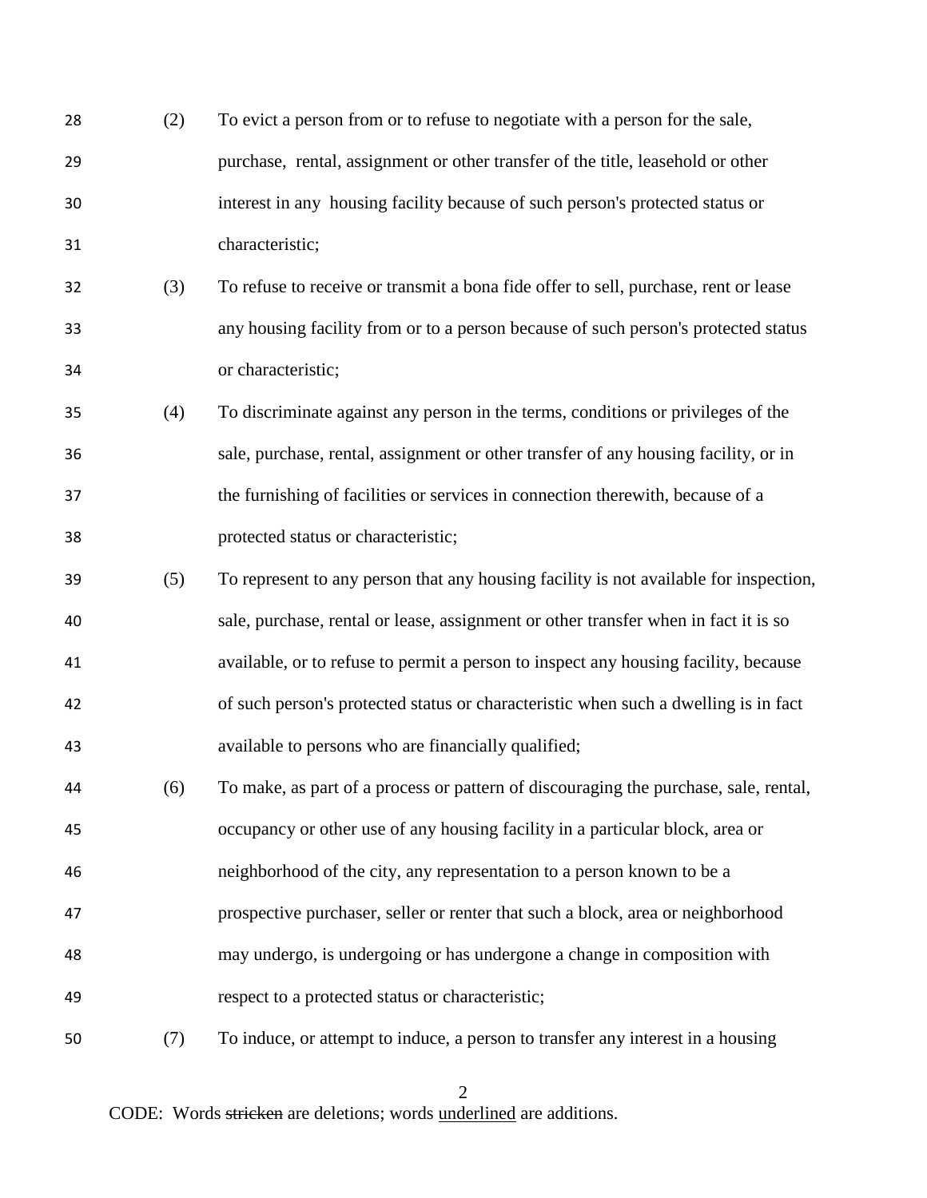(2) To evict a person from or to refuse to negotiate with a person for the sale, purchase, rental, assignment or other transfer of the title, leasehold or other interest in any housing facility because of such person's protected status or characteristic;

(3) To refuse to receive or transmit a bona fide offer to sell, purchase, rent or lease any housing facility from or to a person because of such person's protected status or characteristic;

(4) To discriminate against any person in the terms, conditions or privileges of the sale, purchase, rental, assignment or other transfer of any housing facility, or in the furnishing of facilities or services in connection therewith, because of a protected status or characteristic;

(5) To represent to any person that any housing facility is not available for inspection, sale, purchase, rental or lease, assignment or other transfer when in fact it is so available, or to refuse to permit a person to inspect any housing facility, because of such person's protected status or characteristic when such a dwelling is in fact available to persons who are financially qualified;

(6) To make, as part of a process or pattern of discouraging the purchase, sale, rental, occupancy or other use of any housing facility in a particular block, area or neighborhood of the city, any representation to a person known to be a prospective purchaser, seller or renter that such a block, area or neighborhood may undergo, is undergoing or has undergone a change in composition with respect to a protected status or characteristic;

(7) To induce, or attempt to induce, a person to transfer any interest in a housing

CODE: Words ~~stricken~~ are deletions; words <u>underlined</u> are additions.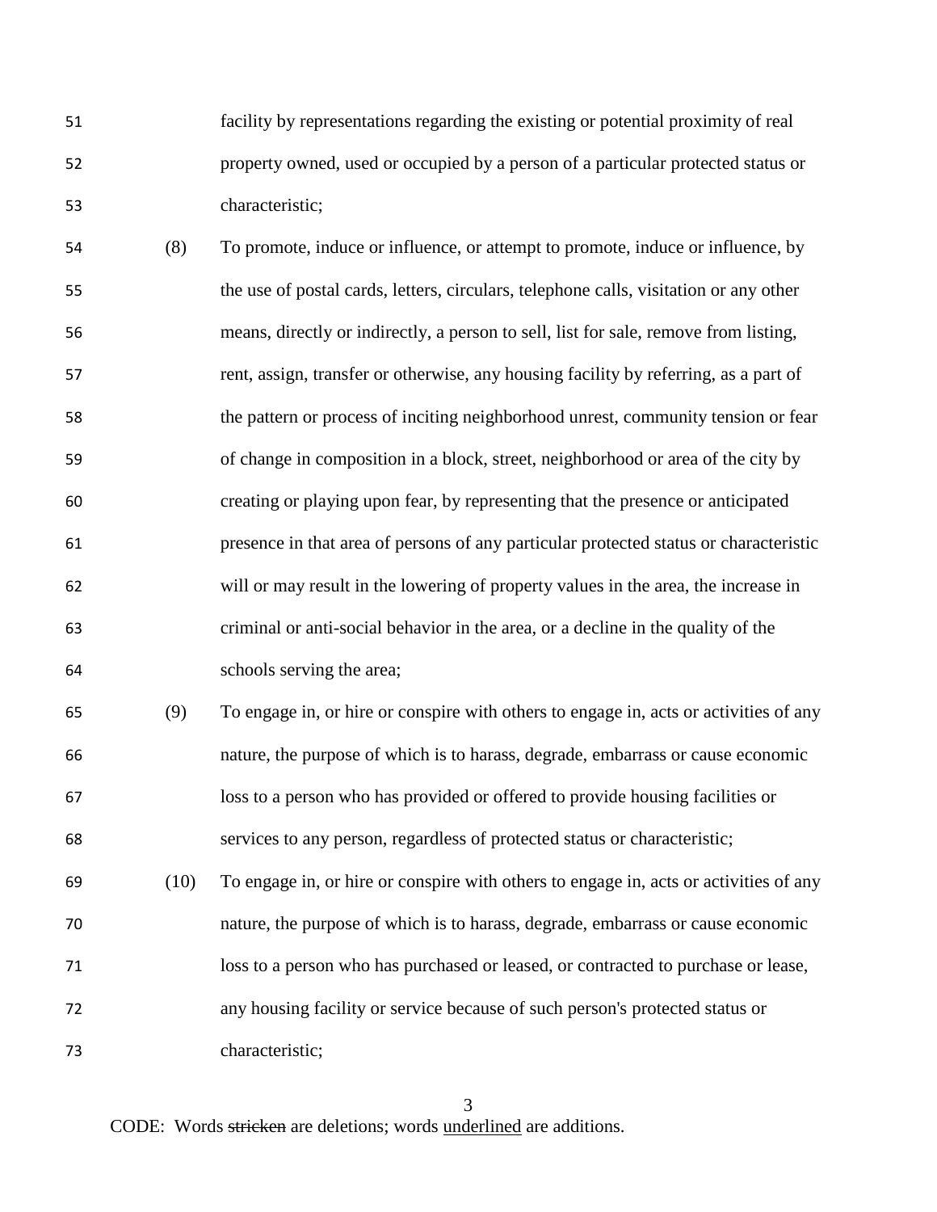facility by representations regarding the existing or potential proximity of real property owned, used or occupied by a person of a particular protected status or characteristic;

(8) To promote, induce or influence, or attempt to promote, induce or influence, by the use of postal cards, letters, circulars, telephone calls, visitation or any other means, directly or indirectly, a person to sell, list for sale, remove from listing, rent, assign, transfer or otherwise, any housing facility by referring, as a part of the pattern or process of inciting neighborhood unrest, community tension or fear of change in composition in a block, street, neighborhood or area of the city by creating or playing upon fear, by representing that the presence or anticipated presence in that area of persons of any particular protected status or characteristic will or may result in the lowering of property values in the area, the increase in criminal or anti-social behavior in the area, or a decline in the quality of the schools serving the area;

(9) To engage in, or hire or conspire with others to engage in, acts or activities of any nature, the purpose of which is to harass, degrade, embarrass or cause economic loss to a person who has provided or offered to provide housing facilities or services to any person, regardless of protected status or characteristic;

(10) To engage in, or hire or conspire with others to engage in, acts or activities of any nature, the purpose of which is to harass, degrade, embarrass or cause economic loss to a person who has purchased or leased, or contracted to purchase or lease, any housing facility or service because of such person's protected status or characteristic;

CODE: Words ~~stricken~~ are deletions; words <u>underlined</u> are additions.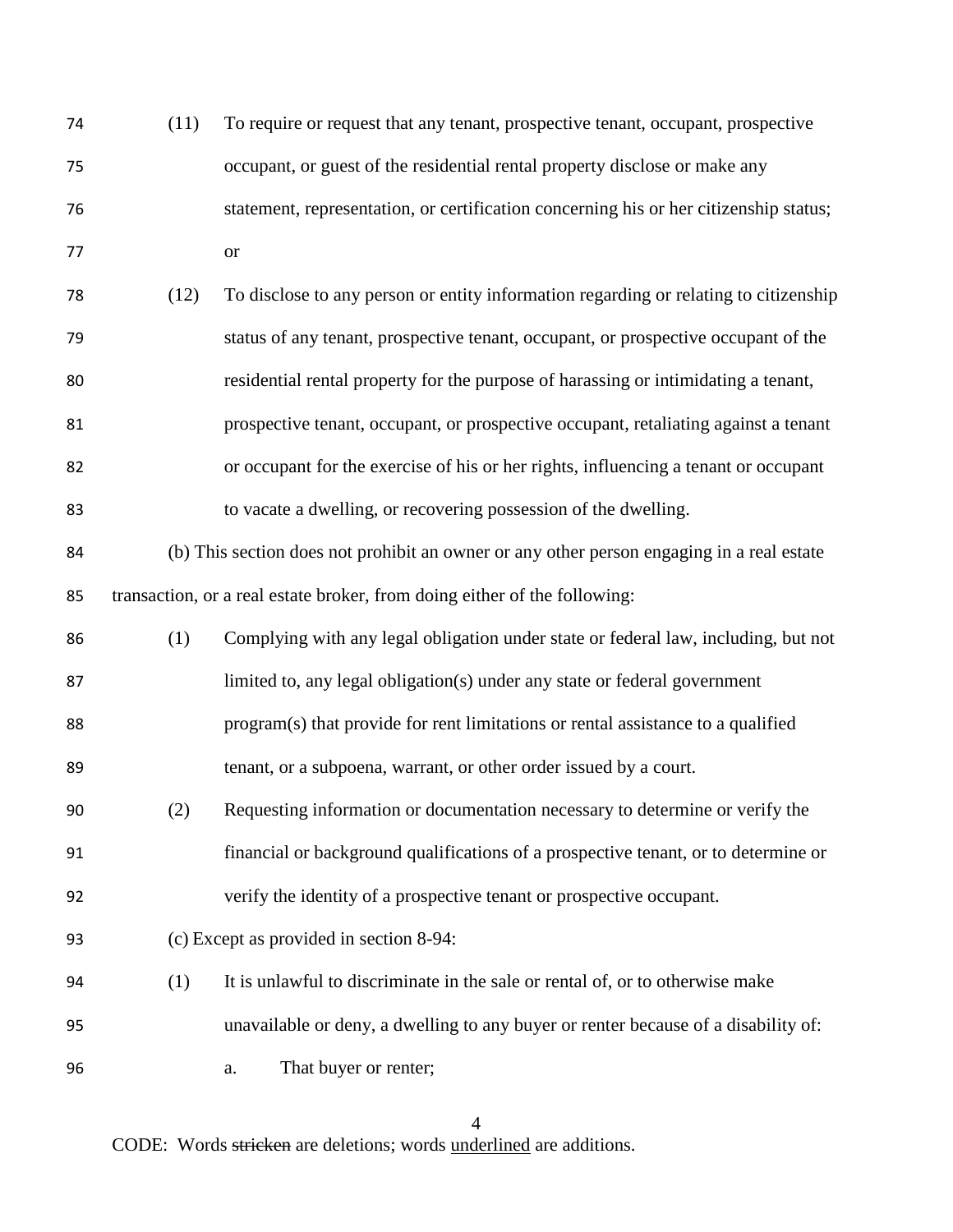(11) To require or request that any tenant, prospective tenant, occupant, prospective occupant, or guest of the residential rental property disclose or make any statement, representation, or certification concerning his or her citizenship status; or

(12) To disclose to any person or entity information regarding or relating to citizenship status of any tenant, prospective tenant, occupant, or prospective occupant of the residential rental property for the purpose of harassing or intimidating a tenant, prospective tenant, occupant, or prospective occupant, retaliating against a tenant or occupant for the exercise of his or her rights, influencing a tenant or occupant to vacate a dwelling, or recovering possession of the dwelling.

(b) This section does not prohibit an owner or any other person engaging in a real estate transaction, or a real estate broker, from doing either of the following:

(1) Complying with any legal obligation under state or federal law, including, but not limited to, any legal obligation(s) under any state or federal government program(s) that provide for rent limitations or rental assistance to a qualified tenant, or a subpoena, warrant, or other order issued by a court.

(2) Requesting information or documentation necessary to determine or verify the financial or background qualifications of a prospective tenant, or to determine or verify the identity of a prospective tenant or prospective occupant.

(c) Except as provided in section 8-94:

(1) It is unlawful to discriminate in the sale or rental of, or to otherwise make unavailable or deny, a dwelling to any buyer or renter because of a disability of:

a. That buyer or renter;

CODE: Words ~~stricken~~ are deletions; words <u>underlined</u> are additions.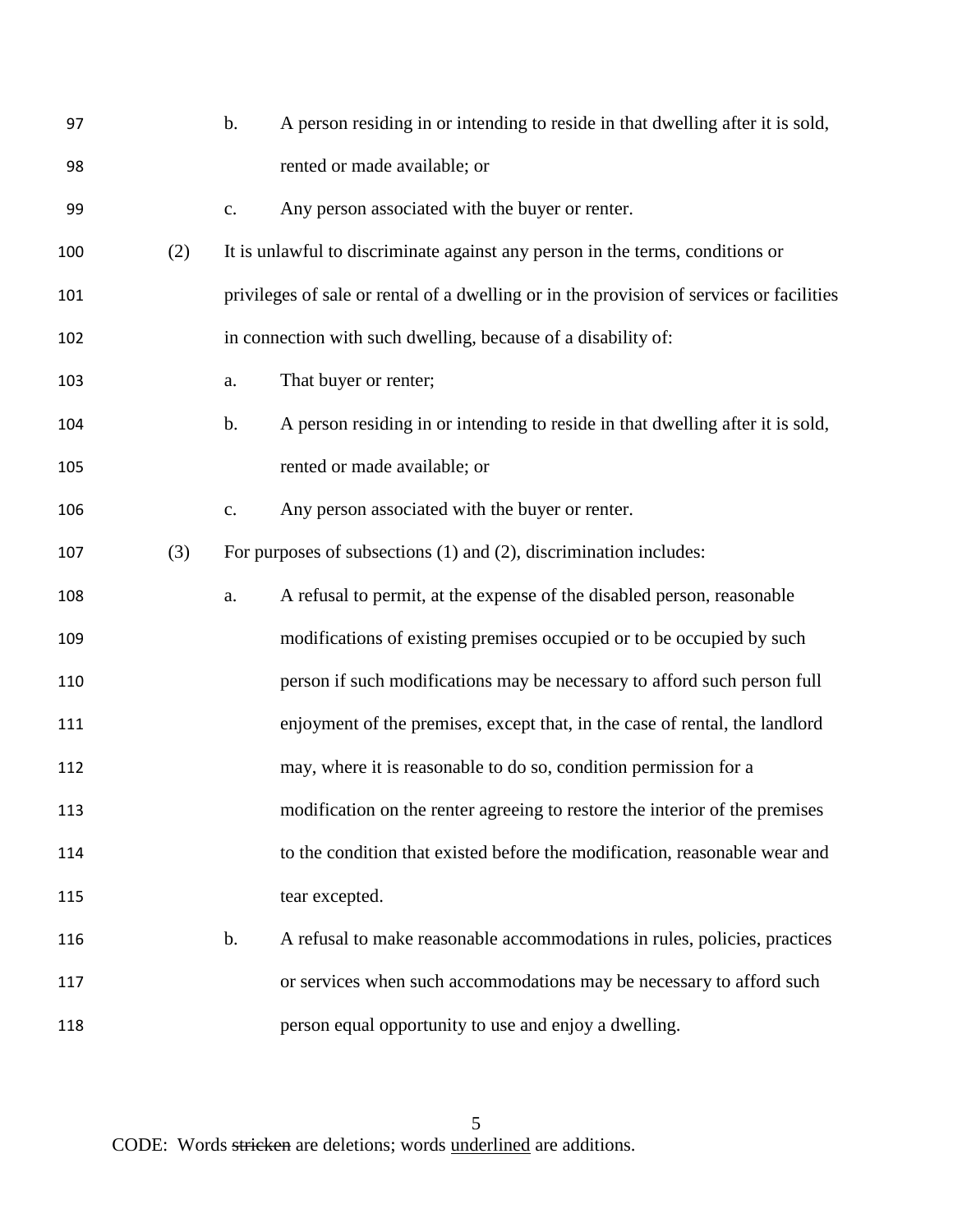b. A person residing in or intending to reside in that dwelling after it is sold, rented or made available; or

c. Any person associated with the buyer or renter.

(2) It is unlawful to discriminate against any person in the terms, conditions or privileges of sale or rental of a dwelling or in the provision of services or facilities in connection with such dwelling, because of a disability of:

a. That buyer or renter;

b. A person residing in or intending to reside in that dwelling after it is sold, rented or made available; or

c. Any person associated with the buyer or renter.

(3) For purposes of subsections (1) and (2), discrimination includes:

a. A refusal to permit, at the expense of the disabled person, reasonable modifications of existing premises occupied or to be occupied by such person if such modifications may be necessary to afford such person full enjoyment of the premises, except that, in the case of rental, the landlord may, where it is reasonable to do so, condition permission for a modification on the renter agreeing to restore the interior of the premises to the condition that existed before the modification, reasonable wear and tear excepted.

b. A refusal to make reasonable accommodations in rules, policies, practices or services when such accommodations may be necessary to afford such person equal opportunity to use and enjoy a dwelling.

CODE: Words ~~stricken~~ are deletions; words <u>underlined</u> are additions.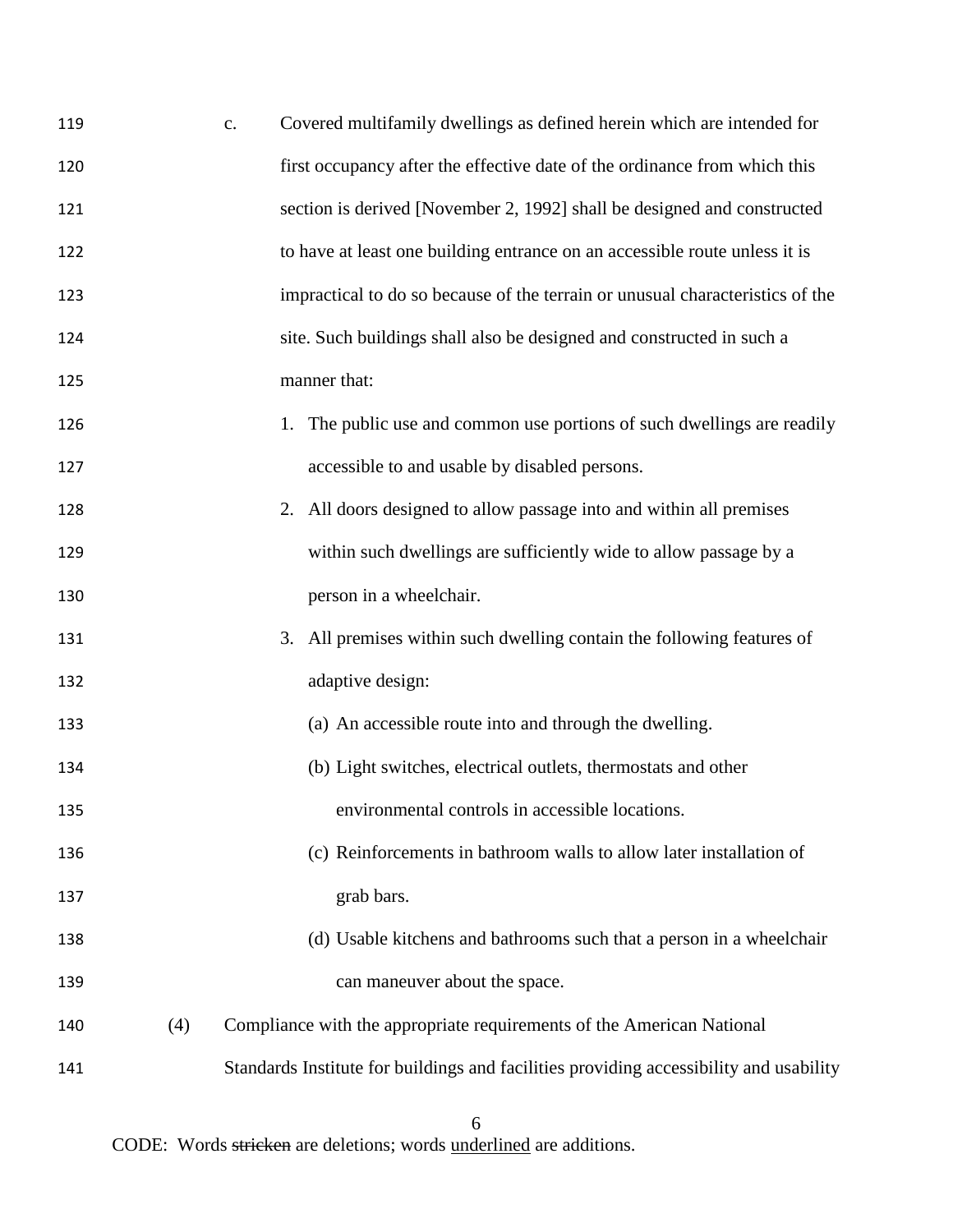c. Covered multifamily dwellings as defined herein which are intended for first occupancy after the effective date of the ordinance from which this section is derived [November 2, 1992] shall be designed and constructed to have at least one building entrance on an accessible route unless it is impractical to do so because of the terrain or unusual characteristics of the site. Such buildings shall also be designed and constructed in such a manner that:

1. The public use and common use portions of such dwellings are readily accessible to and usable by disabled persons.
2. All doors designed to allow passage into and within all premises within such dwellings are sufficiently wide to allow passage by a person in a wheelchair.
3. All premises within such dwelling contain the following features of adaptive design:
   - (a) An accessible route into and through the dwelling.
   - (b) Light switches, electrical outlets, thermostats and other environmental controls in accessible locations.
   - (c) Reinforcements in bathroom walls to allow later installation of grab bars.
   - (d) Usable kitchens and bathrooms such that a person in a wheelchair can maneuver about the space.

(4) Compliance with the appropriate requirements of the American National Standards Institute for buildings and facilities providing accessibility and usability

CODE: Words ~~stricken~~ are deletions; words <u>underlined</u> are additions.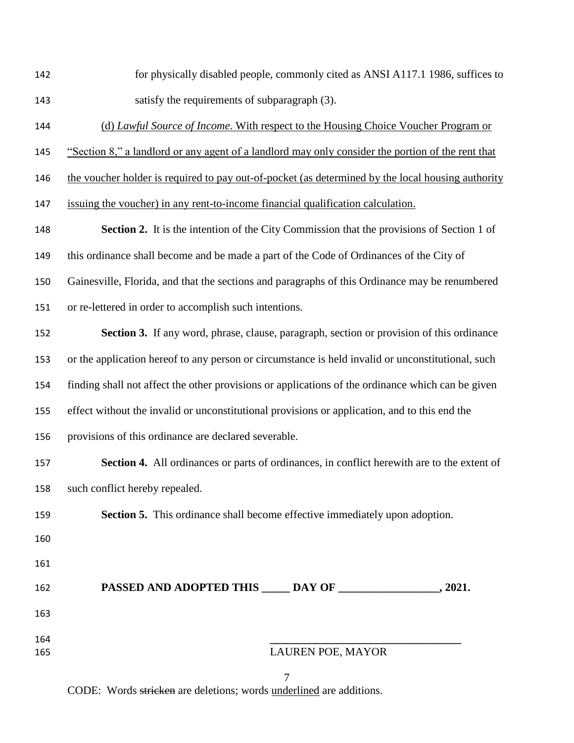for physically disabled people, commonly cited as ANSI A117.1 1986, suffices to satisfy the requirements of subparagraph (3).

<u>(d) *Lawful Source of Income*. With respect to the Housing Choice Voucher Program or "Section 8," a landlord or any agent of a landlord may only consider the portion of the rent that the voucher holder is required to pay out-of-pocket (as determined by the local housing authority issuing the voucher) in any rent-to-income financial qualification calculation.</u>

**Section 2.** It is the intention of the City Commission that the provisions of Section 1 of this ordinance shall become and be made a part of the Code of Ordinances of the City of Gainesville, Florida, and that the sections and paragraphs of this Ordinance may be renumbered or re-lettered in order to accomplish such intentions.

**Section 3.** If any word, phrase, clause, paragraph, section or provision of this ordinance or the application hereof to any person or circumstance is held invalid or unconstitutional, such finding shall not affect the other provisions or applications of the ordinance which can be given effect without the invalid or unconstitutional provisions or application, and to this end the provisions of this ordinance are declared severable.

**Section 4.** All ordinances or parts of ordinances, in conflict herewith are to the extent of such conflict hereby repealed.

**Section 5.** This ordinance shall become effective immediately upon adoption.

**PASSED AND ADOPTED THIS _____ DAY OF __________________, 2021.**

__________________________________
LAUREN POE, MAYOR

CODE: Words ~~stricken~~ are deletions; words <u>underlined</u> are additions.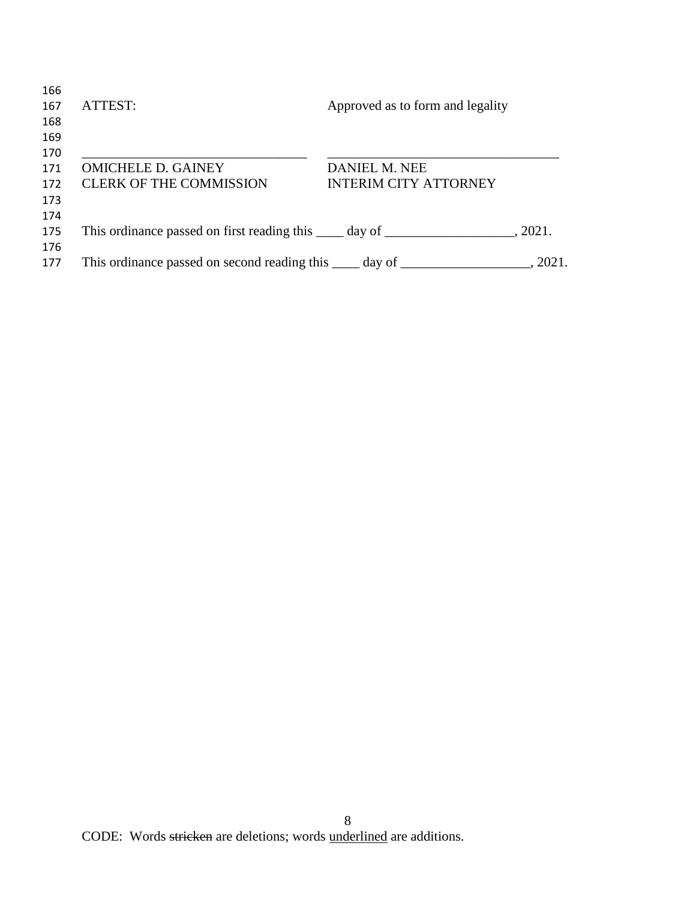ATTEST: Approved as to form and legality

\_\_\_\_\_\_\_\_\_\_\_\_\_\_\_\_\_\_\_\_\_\_\_\_\_\_\_\_\_\_\_\_ \_\_\_\_\_\_\_\_\_\_\_\_\_\_\_\_\_\_\_\_\_\_\_\_\_\_\_\_\_\_\_\_\_\_

OMICHELE D. GAINEY DANIEL M. NEE
CLERK OF THE COMMISSION INTERIM CITY ATTORNEY

This ordinance passed on first reading this \_\_\_\_ day of \_\_\_\_\_\_\_\_\_\_\_\_\_\_\_\_\_\_\_, 2021.

This ordinance passed on second reading this \_\_\_\_ day of \_\_\_\_\_\_\_\_\_\_\_\_\_\_\_\_\_\_\_, 2021.

CODE: Words ~~stricken~~ are deletions; words <u>underlined</u> are additions.